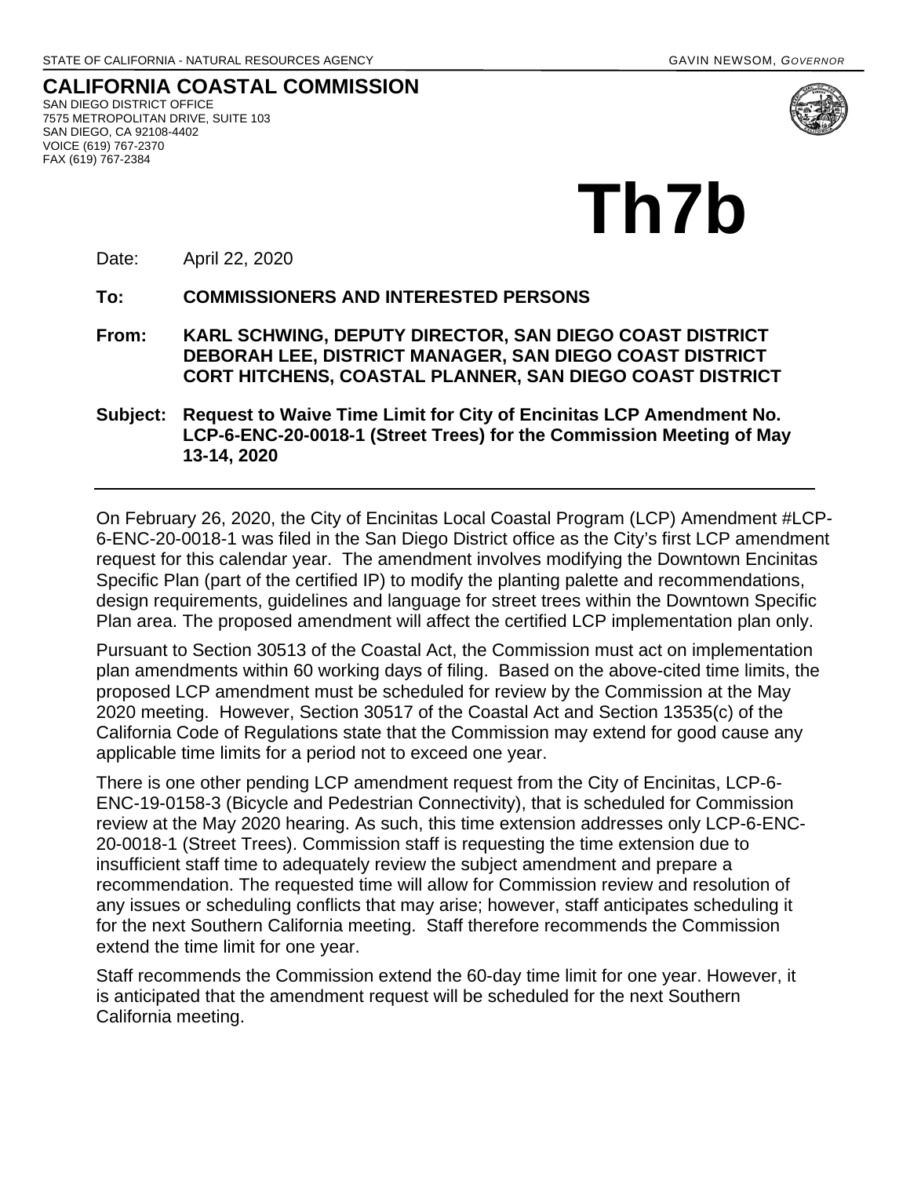STATE OF CALIFORNIA - NATURAL RESOURCES AGENCY GAVIN NEWSOM, *GOVERNOR*

**CALIFORNIA COASTAL COMMISSION**
SAN DIEGO DISTRICT OFFICE
7575 METROPOLITAN DRIVE, SUITE 103
SAN DIEGO, CA 92108-4402
VOICE (619) 767-2370
FAX (619) 767-2384

# Th7b

Date: April 22, 2020

**To: COMMISSIONERS AND INTERESTED PERSONS**

**From: KARL SCHWING, DEPUTY DIRECTOR, SAN DIEGO COAST DISTRICT
DEBORAH LEE, DISTRICT MANAGER, SAN DIEGO COAST DISTRICT
CORT HITCHENS, COASTAL PLANNER, SAN DIEGO COAST DISTRICT**

**Subject: Request to Waive Time Limit for City of Encinitas LCP Amendment No. LCP-6-ENC-20-0018-1 (Street Trees) for the Commission Meeting of May 13-14, 2020**

---

On February 26, 2020, the City of Encinitas Local Coastal Program (LCP) Amendment #LCP-6-ENC-20-0018-1 was filed in the San Diego District office as the City's first LCP amendment request for this calendar year. The amendment involves modifying the Downtown Encinitas Specific Plan (part of the certified IP) to modify the planting palette and recommendations, design requirements, guidelines and language for street trees within the Downtown Specific Plan area. The proposed amendment will affect the certified LCP implementation plan only.

Pursuant to Section 30513 of the Coastal Act, the Commission must act on implementation plan amendments within 60 working days of filing. Based on the above-cited time limits, the proposed LCP amendment must be scheduled for review by the Commission at the May 2020 meeting. However, Section 30517 of the Coastal Act and Section 13535(c) of the California Code of Regulations state that the Commission may extend for good cause any applicable time limits for a period not to exceed one year.

There is one other pending LCP amendment request from the City of Encinitas, LCP-6-ENC-19-0158-3 (Bicycle and Pedestrian Connectivity), that is scheduled for Commission review at the May 2020 hearing. As such, this time extension addresses only LCP-6-ENC-20-0018-1 (Street Trees). Commission staff is requesting the time extension due to insufficient staff time to adequately review the subject amendment and prepare a recommendation. The requested time will allow for Commission review and resolution of any issues or scheduling conflicts that may arise; however, staff anticipates scheduling it for the next Southern California meeting. Staff therefore recommends the Commission extend the time limit for one year.

Staff recommends the Commission extend the 60-day time limit for one year. However, it is anticipated that the amendment request will be scheduled for the next Southern California meeting.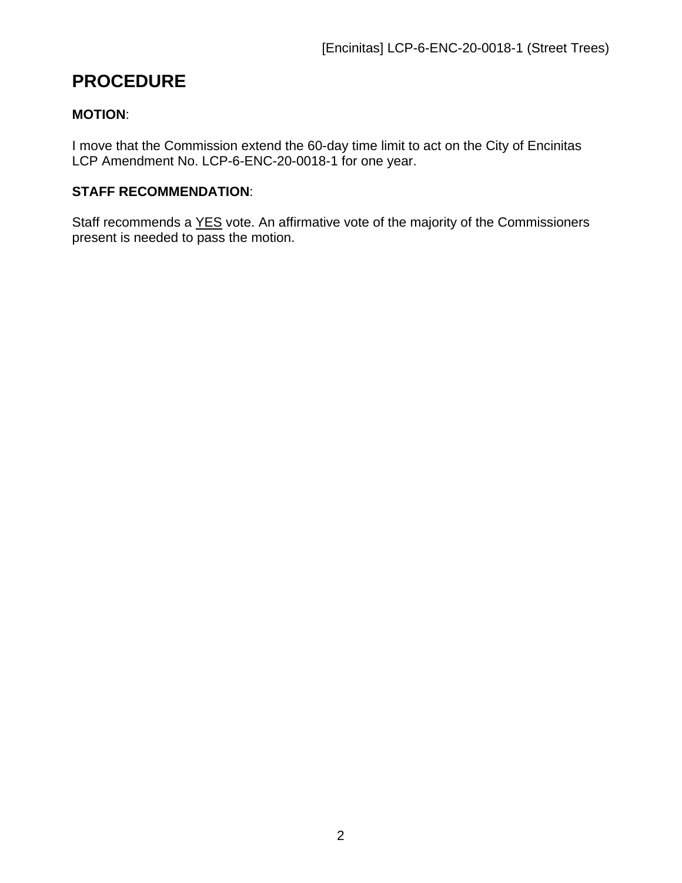# PROCEDURE

**MOTION**:

I move that the Commission extend the 60-day time limit to act on the City of Encinitas LCP Amendment No. LCP-6-ENC-20-0018-1 for one year.

**STAFF RECOMMENDATION**:

Staff recommends a <u>YES</u> vote. An affirmative vote of the majority of the Commissioners present is needed to pass the motion.